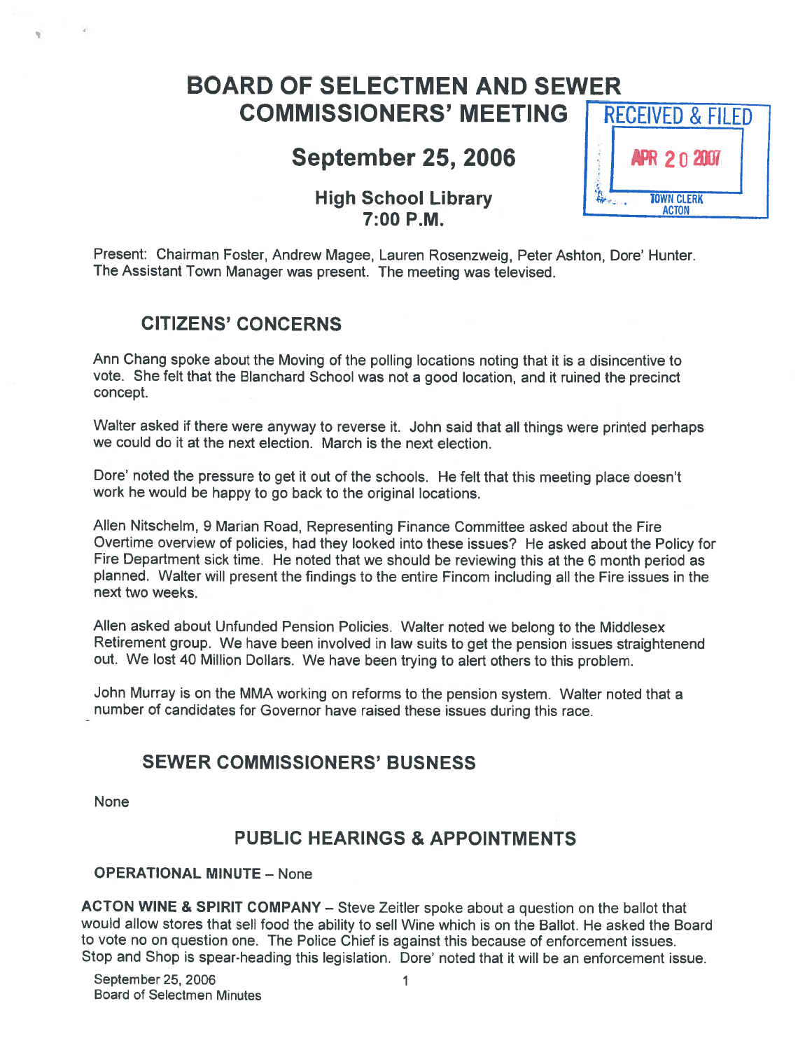# BOARD OF SELECTMEN AND SEWER COMMISSIONERS' MEETING

## September 25, 2006

### High School Library
### 7:00 P.M.

RECEIVED & FILED
APR 20 2007
TOWN CLERK
ACTON

Present: Chairman Foster, Andrew Magee, Lauren Rosenzweig, Peter Ashton, Dore' Hunter. The Assistant Town Manager was present. The meeting was televised.

## CITIZENS' CONCERNS

Ann Chang spoke about the Moving of the polling locations noting that it is a disincentive to vote. She felt that the Blanchard School was not a good location, and it ruined the precinct concept.

Walter asked if there were anyway to reverse it. John said that all things were printed perhaps we could do it at the next election. March is the next election.

Dore' noted the pressure to get it out of the schools. He felt that this meeting place doesn't work he would be happy to go back to the original locations.

Allen Nitschelm, 9 Marian Road, Representing Finance Committee asked about the Fire Overtime overview of policies, had they looked into these issues? He asked about the Policy for Fire Department sick time. He noted that we should be reviewing this at the 6 month period as planned. Walter will present the findings to the entire Fincom including all the Fire issues in the next two weeks.

Allen asked about Unfunded Pension Policies. Walter noted we belong to the Middlesex Retirement group. We have been involved in law suits to get the pension issues straightenend out. We lost 40 Million Dollars. We have been trying to alert others to this problem.

John Murray is on the MMA working on reforms to the pension system. Walter noted that a number of candidates for Governor have raised these issues during this race.

## SEWER COMMISSIONERS' BUSNESS

None

## PUBLIC HEARINGS & APPOINTMENTS

**OPERATIONAL MINUTE** – None

**ACTON WINE & SPIRIT COMPANY** – Steve Zeitler spoke about a question on the ballot that would allow stores that sell food the ability to sell Wine which is on the Ballot. He asked the Board to vote no on question one. The Police Chief is against this because of enforcement issues. Stop and Shop is spear-heading this legislation. Dore' noted that it will be an enforcement issue.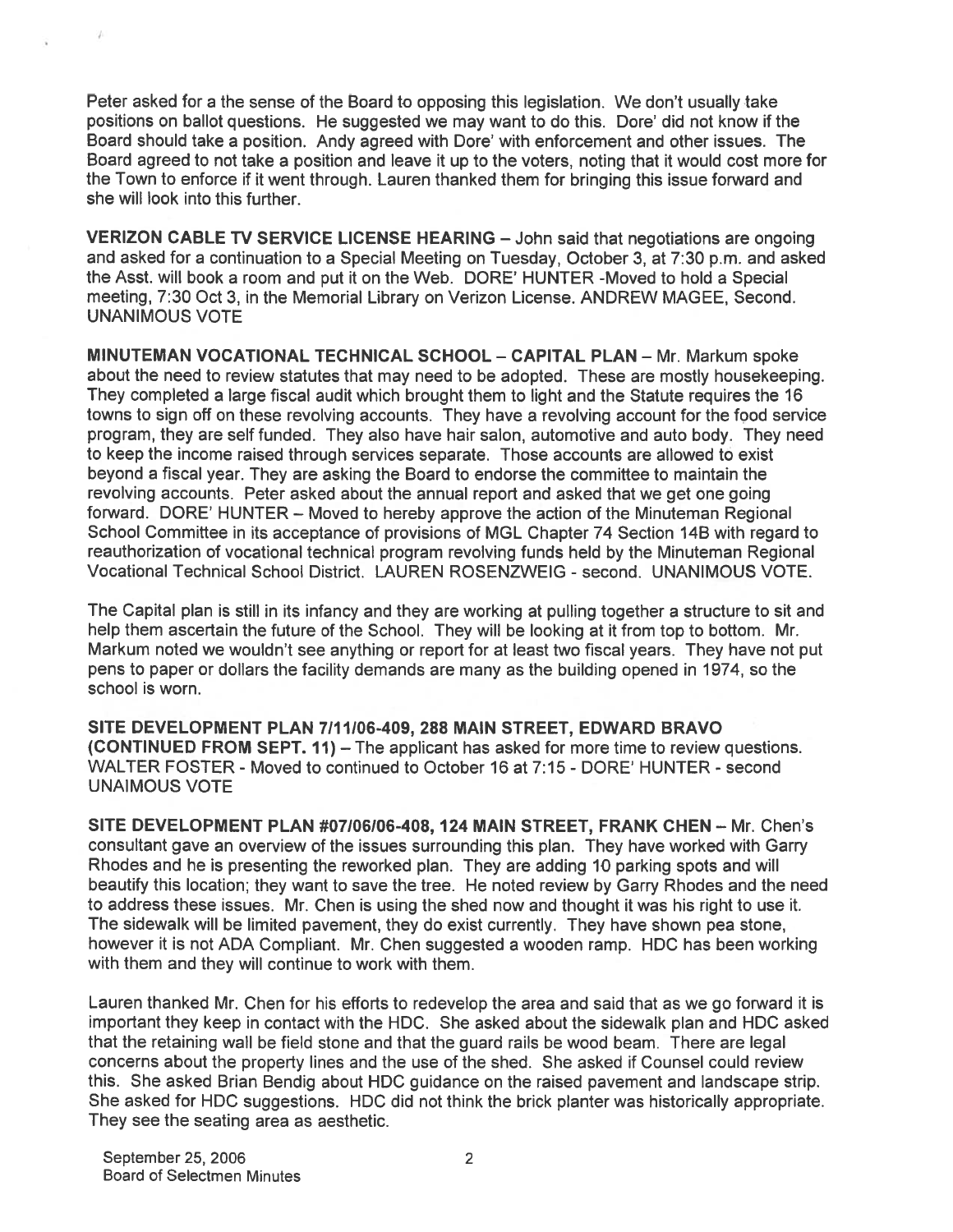Peter asked for a the sense of the Board to opposing this legislation. We don't usually take positions on ballot questions. He suggested we may want to do this. Dore' did not know if the Board should take a position. Andy agreed with Dore' with enforcement and other issues. The Board agreed to not take a position and leave it up to the voters, noting that it would cost more for the Town to enforce if it went through. Lauren thanked them for bringing this issue forward and she will look into this further.

**VERIZON CABLE TV SERVICE LICENSE HEARING** – John said that negotiations are ongoing and asked for a continuation to a Special Meeting on Tuesday, October 3, at 7:30 p.m. and asked the Asst. will book a room and put it on the Web. DORE' HUNTER -Moved to hold a Special meeting, 7:30 Oct 3, in the Memorial Library on Verizon License. ANDREW MAGEE, Second. UNANIMOUS VOTE

**MINUTEMAN VOCATIONAL TECHNICAL SCHOOL – CAPITAL PLAN** – Mr. Markum spoke about the need to review statutes that may need to be adopted. These are mostly housekeeping. They completed a large fiscal audit which brought them to light and the Statute requires the 16 towns to sign off on these revolving accounts. They have a revolving account for the food service program, they are self funded. They also have hair salon, automotive and auto body. They need to keep the income raised through services separate. Those accounts are allowed to exist beyond a fiscal year. They are asking the Board to endorse the committee to maintain the revolving accounts. Peter asked about the annual report and asked that we get one going forward. DORE' HUNTER – Moved to hereby approve the action of the Minuteman Regional School Committee in its acceptance of provisions of MGL Chapter 74 Section 14B with regard to reauthorization of vocational technical program revolving funds held by the Minuteman Regional Vocational Technical School District. LAUREN ROSENZWEIG - second. UNANIMOUS VOTE.

The Capital plan is still in its infancy and they are working at pulling together a structure to sit and help them ascertain the future of the School. They will be looking at it from top to bottom. Mr. Markum noted we wouldn't see anything or report for at least two fiscal years. They have not put pens to paper or dollars the facility demands are many as the building opened in 1974, so the school is worn.

**SITE DEVELOPMENT PLAN 7/11/06-409, 288 MAIN STREET, EDWARD BRAVO (CONTINUED FROM SEPT. 11)** – The applicant has asked for more time to review questions. WALTER FOSTER - Moved to continued to October 16 at 7:15 - DORE' HUNTER - second UNAIMOUS VOTE

**SITE DEVELOPMENT PLAN #07/06/06-408, 124 MAIN STREET, FRANK CHEN** – Mr. Chen's consultant gave an overview of the issues surrounding this plan. They have worked with Garry Rhodes and he is presenting the reworked plan. They are adding 10 parking spots and will beautify this location; they want to save the tree. He noted review by Garry Rhodes and the need to address these issues. Mr. Chen is using the shed now and thought it was his right to use it. The sidewalk will be limited pavement, they do exist currently. They have shown pea stone, however it is not ADA Compliant. Mr. Chen suggested a wooden ramp. HDC has been working with them and they will continue to work with them.

Lauren thanked Mr. Chen for his efforts to redevelop the area and said that as we go forward it is important they keep in contact with the HDC. She asked about the sidewalk plan and HDC asked that the retaining wall be field stone and that the guard rails be wood beam. There are legal concerns about the property lines and the use of the shed. She asked if Counsel could review this. She asked Brian Bendig about HDC guidance on the raised pavement and landscape strip. She asked for HDC suggestions. HDC did not think the brick planter was historically appropriate. They see the seating area as aesthetic.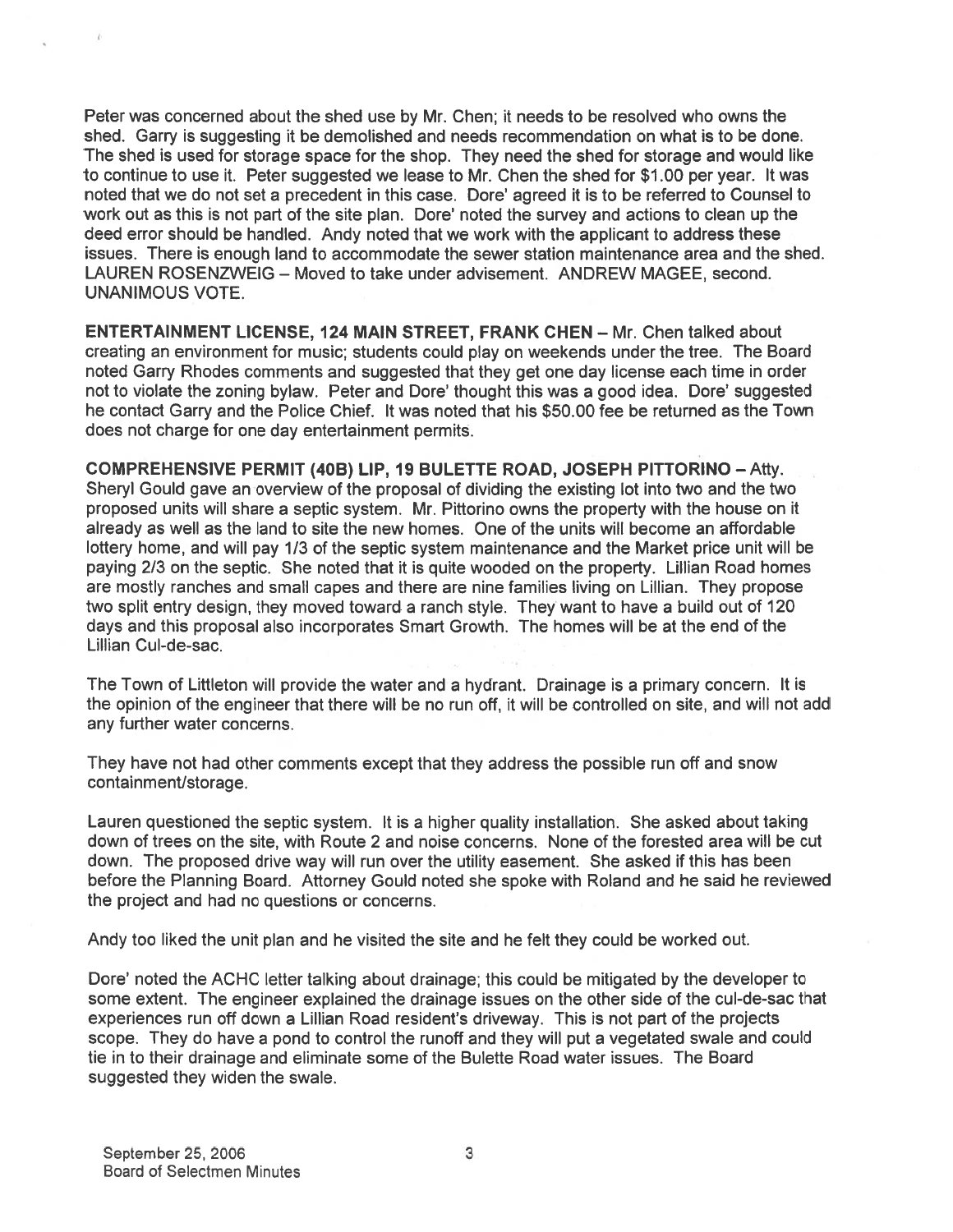Peter was concerned about the shed use by Mr. Chen; it needs to be resolved who owns the shed. Garry is suggesting it be demolished and needs recommendation on what is to be done. The shed is used for storage space for the shop. They need the shed for storage and would like to continue to use it. Peter suggested we lease to Mr. Chen the shed for $1.00 per year. It was noted that we do not set a precedent in this case. Dore' agreed it is to be referred to Counsel to work out as this is not part of the site plan. Dore' noted the survey and actions to clean up the deed error should be handled. Andy noted that we work with the applicant to address these issues. There is enough land to accommodate the sewer station maintenance area and the shed. LAUREN ROSENZWEIG – Moved to take under advisement. ANDREW MAGEE, second. UNANIMOUS VOTE.

**ENTERTAINMENT LICENSE, 124 MAIN STREET, FRANK CHEN** – Mr. Chen talked about creating an environment for music; students could play on weekends under the tree. The Board noted Garry Rhodes comments and suggested that they get one day license each time in order not to violate the zoning bylaw. Peter and Dore' thought this was a good idea. Dore' suggested he contact Garry and the Police Chief. It was noted that his $50.00 fee be returned as the Town does not charge for one day entertainment permits.

**COMPREHENSIVE PERMIT (40B) LIP, 19 BULETTE ROAD, JOSEPH PITTORINO** – Atty. Sheryl Gould gave an overview of the proposal of dividing the existing lot into two and the two proposed units will share a septic system. Mr. Pittorino owns the property with the house on it already as well as the land to site the new homes. One of the units will become an affordable lottery home, and will pay 1/3 of the septic system maintenance and the Market price unit will be paying 2/3 on the septic. She noted that it is quite wooded on the property. Lillian Road homes are mostly ranches and small capes and there are nine families living on Lillian. They propose two split entry design, they moved toward a ranch style. They want to have a build out of 120 days and this proposal also incorporates Smart Growth. The homes will be at the end of the Lillian Cul-de-sac.

The Town of Littleton will provide the water and a hydrant. Drainage is a primary concern. It is the opinion of the engineer that there will be no run off, it will be controlled on site, and will not add any further water concerns.

They have not had other comments except that they address the possible run off and snow containment/storage.

Lauren questioned the septic system. It is a higher quality installation. She asked about taking down of trees on the site, with Route 2 and noise concerns. None of the forested area will be cut down. The proposed drive way will run over the utility easement. She asked if this has been before the Planning Board. Attorney Gould noted she spoke with Roland and he said he reviewed the project and had no questions or concerns.

Andy too liked the unit plan and he visited the site and he felt they could be worked out.

Dore' noted the ACHC letter talking about drainage; this could be mitigated by the developer to some extent. The engineer explained the drainage issues on the other side of the cul-de-sac that experiences run off down a Lillian Road resident's driveway. This is not part of the projects scope. They do have a pond to control the runoff and they will put a vegetated swale and could tie in to their drainage and eliminate some of the Bulette Road water issues. The Board suggested they widen the swale.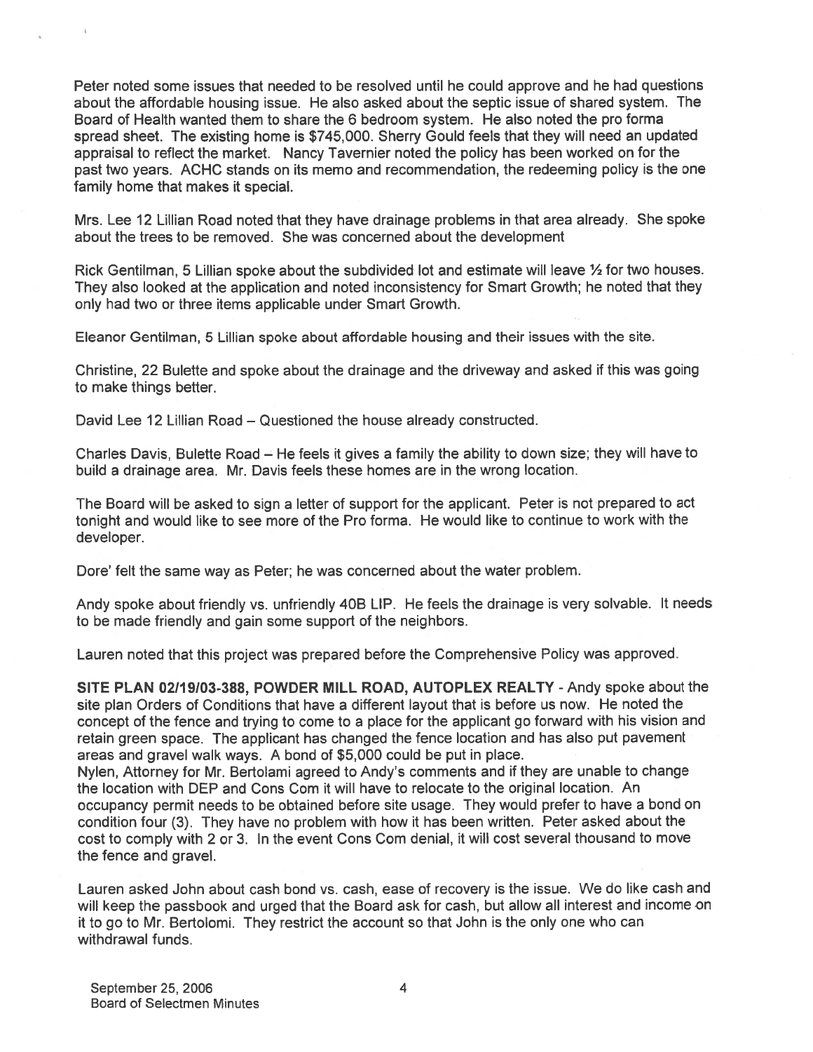Peter noted some issues that needed to be resolved until he could approve and he had questions about the affordable housing issue. He also asked about the septic issue of shared system. The Board of Health wanted them to share the 6 bedroom system. He also noted the pro forma spread sheet. The existing home is $745,000. Sherry Gould feels that they will need an updated appraisal to reflect the market. Nancy Tavernier noted the policy has been worked on for the past two years. ACHC stands on its memo and recommendation, the redeeming policy is the one family home that makes it special.

Mrs. Lee 12 Lillian Road noted that they have drainage problems in that area already. She spoke about the trees to be removed. She was concerned about the development

Rick Gentilman, 5 Lillian spoke about the subdivided lot and estimate will leave ½ for two houses. They also looked at the application and noted inconsistency for Smart Growth; he noted that they only had two or three items applicable under Smart Growth.

Eleanor Gentilman, 5 Lillian spoke about affordable housing and their issues with the site.

Christine, 22 Bulette and spoke about the drainage and the driveway and asked if this was going to make things better.

David Lee 12 Lillian Road – Questioned the house already constructed.

Charles Davis, Bulette Road – He feels it gives a family the ability to down size; they will have to build a drainage area. Mr. Davis feels these homes are in the wrong location.

The Board will be asked to sign a letter of support for the applicant. Peter is not prepared to act tonight and would like to see more of the Pro forma. He would like to continue to work with the developer.

Dore' felt the same way as Peter; he was concerned about the water problem.

Andy spoke about friendly vs. unfriendly 40B LIP. He feels the drainage is very solvable. It needs to be made friendly and gain some support of the neighbors.

Lauren noted that this project was prepared before the Comprehensive Policy was approved.

**SITE PLAN 02/19/03-388, POWDER MILL ROAD, AUTOPLEX REALTY** - Andy spoke about the site plan Orders of Conditions that have a different layout that is before us now. He noted the concept of the fence and trying to come to a place for the applicant go forward with his vision and retain green space. The applicant has changed the fence location and has also put pavement areas and gravel walk ways. A bond of $5,000 could be put in place.
Nylen, Attorney for Mr. Bertolami agreed to Andy's comments and if they are unable to change the location with DEP and Cons Com it will have to relocate to the original location. An occupancy permit needs to be obtained before site usage. They would prefer to have a bond on condition four (3). They have no problem with how it has been written. Peter asked about the cost to comply with 2 or 3. In the event Cons Com denial, it will cost several thousand to move the fence and gravel.

Lauren asked John about cash bond vs. cash, ease of recovery is the issue. We do like cash and will keep the passbook and urged that the Board ask for cash, but allow all interest and income on it to go to Mr. Bertolomi. They restrict the account so that John is the only one who can withdrawal funds.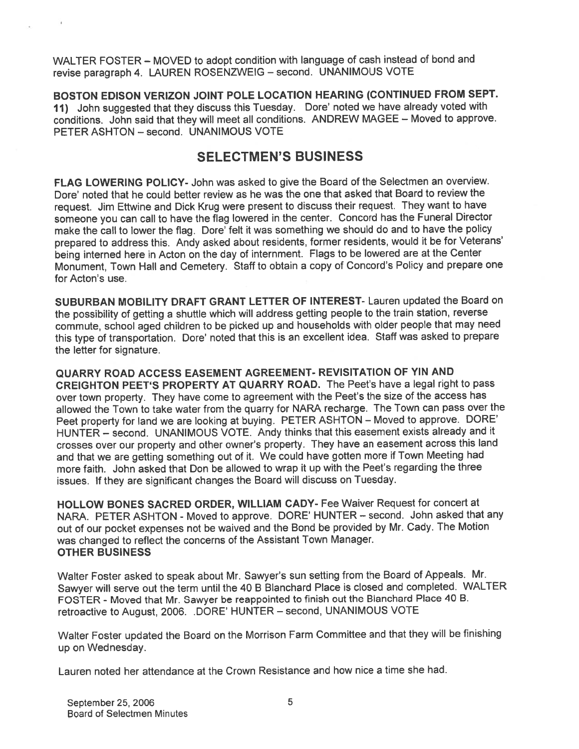WALTER FOSTER – MOVED to adopt condition with language of cash instead of bond and revise paragraph 4. LAUREN ROSENZWEIG – second. UNANIMOUS VOTE

**BOSTON EDISON VERIZON JOINT POLE LOCATION HEARING (CONTINUED FROM SEPT. 11)** John suggested that they discuss this Tuesday. Dore' noted we have already voted with conditions. John said that they will meet all conditions. ANDREW MAGEE – Moved to approve. PETER ASHTON – second. UNANIMOUS VOTE

## SELECTMEN'S BUSINESS

**FLAG LOWERING POLICY-** John was asked to give the Board of the Selectmen an overview. Dore' noted that he could better review as he was the one that asked that Board to review the request. Jim Ettwine and Dick Krug were present to discuss their request. They want to have someone you can call to have the flag lowered in the center. Concord has the Funeral Director make the call to lower the flag. Dore' felt it was something we should do and to have the policy prepared to address this. Andy asked about residents, former residents, would it be for Veterans' being interned here in Acton on the day of internment. Flags to be lowered are at the Center Monument, Town Hall and Cemetery. Staff to obtain a copy of Concord's Policy and prepare one for Acton's use.

**SUBURBAN MOBILITY DRAFT GRANT LETTER OF INTEREST-** Lauren updated the Board on the possibility of getting a shuttle which will address getting people to the train station, reverse commute, school aged children to be picked up and households with older people that may need this type of transportation. Dore' noted that this is an excellent idea. Staff was asked to prepare the letter for signature.

**QUARRY ROAD ACCESS EASEMENT AGREEMENT- REVISITATION OF YIN AND CREIGHTON PEET'S PROPERTY AT QUARRY ROAD.** The Peet's have a legal right to pass over town property. They have come to agreement with the Peet's the size of the access has allowed the Town to take water from the quarry for NARA recharge. The Town can pass over the Peet property for land we are looking at buying. PETER ASHTON – Moved to approve. DORE' HUNTER – second. UNANIMOUS VOTE. Andy thinks that this easement exists already and it crosses over our property and other owner's property. They have an easement across this land and that we are getting something out of it. We could have gotten more if Town Meeting had more faith. John asked that Don be allowed to wrap it up with the Peet's regarding the three issues. If they are significant changes the Board will discuss on Tuesday.

**HOLLOW BONES SACRED ORDER, WILLIAM CADY-** Fee Waiver Request for concert at NARA. PETER ASHTON - Moved to approve. DORE' HUNTER – second. John asked that any out of our pocket expenses not be waived and the Bond be provided by Mr. Cady. The Motion was changed to reflect the concerns of the Assistant Town Manager.

**OTHER BUSINESS**

Walter Foster asked to speak about Mr. Sawyer's sun setting from the Board of Appeals. Mr. Sawyer will serve out the term until the 40 B Blanchard Place is closed and completed. WALTER FOSTER - Moved that Mr. Sawyer be reappointed to finish out the Blanchard Place 40 B. retroactive to August, 2006. .DORE' HUNTER – second, UNANIMOUS VOTE

Walter Foster updated the Board on the Morrison Farm Committee and that they will be finishing up on Wednesday.

Lauren noted her attendance at the Crown Resistance and how nice a time she had.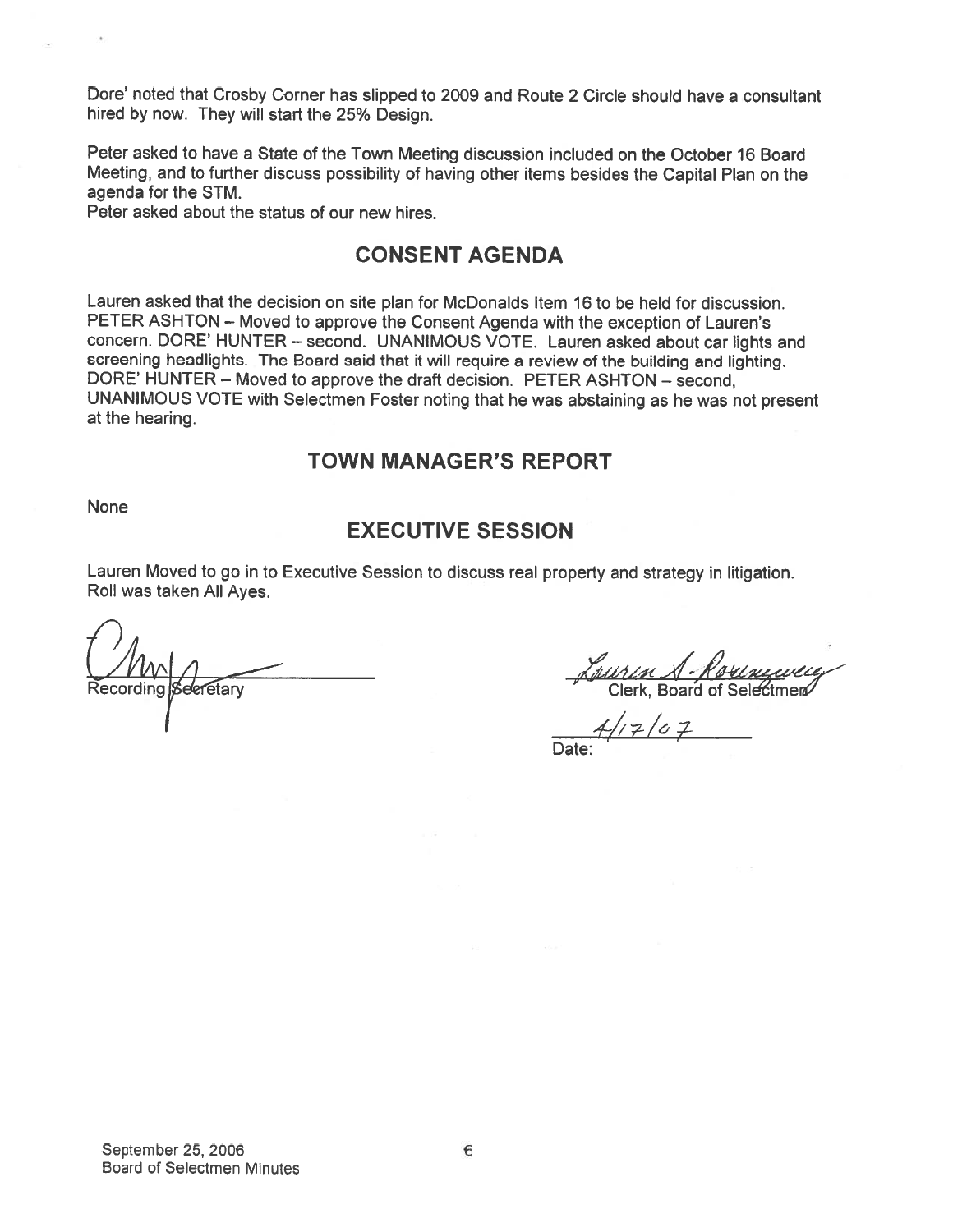Dore' noted that Crosby Corner has slipped to 2009 and Route 2 Circle should have a consultant hired by now. They will start the 25% Design.

Peter asked to have a State of the Town Meeting discussion included on the October 16 Board Meeting, and to further discuss possibility of having other items besides the Capital Plan on the agenda for the STM.

Peter asked about the status of our new hires.

## CONSENT AGENDA

Lauren asked that the decision on site plan for McDonalds Item 16 to be held for discussion. PETER ASHTON – Moved to approve the Consent Agenda with the exception of Lauren's concern. DORE' HUNTER – second. UNANIMOUS VOTE. Lauren asked about car lights and screening headlights. The Board said that it will require a review of the building and lighting. DORE' HUNTER – Moved to approve the draft decision. PETER ASHTON – second, UNANIMOUS VOTE with Selectmen Foster noting that he was abstaining as he was not present at the hearing.

## TOWN MANAGER'S REPORT

None

## EXECUTIVE SESSION

Lauren Moved to go in to Executive Session to discuss real property and strategy in litigation. Roll was taken All Ayes.

Recording Secretary

Lauren A. Rosenzweig
Clerk, Board of Selectmen

Date: 4/17/07

September 25, 2006
Board of Selectmen Minutes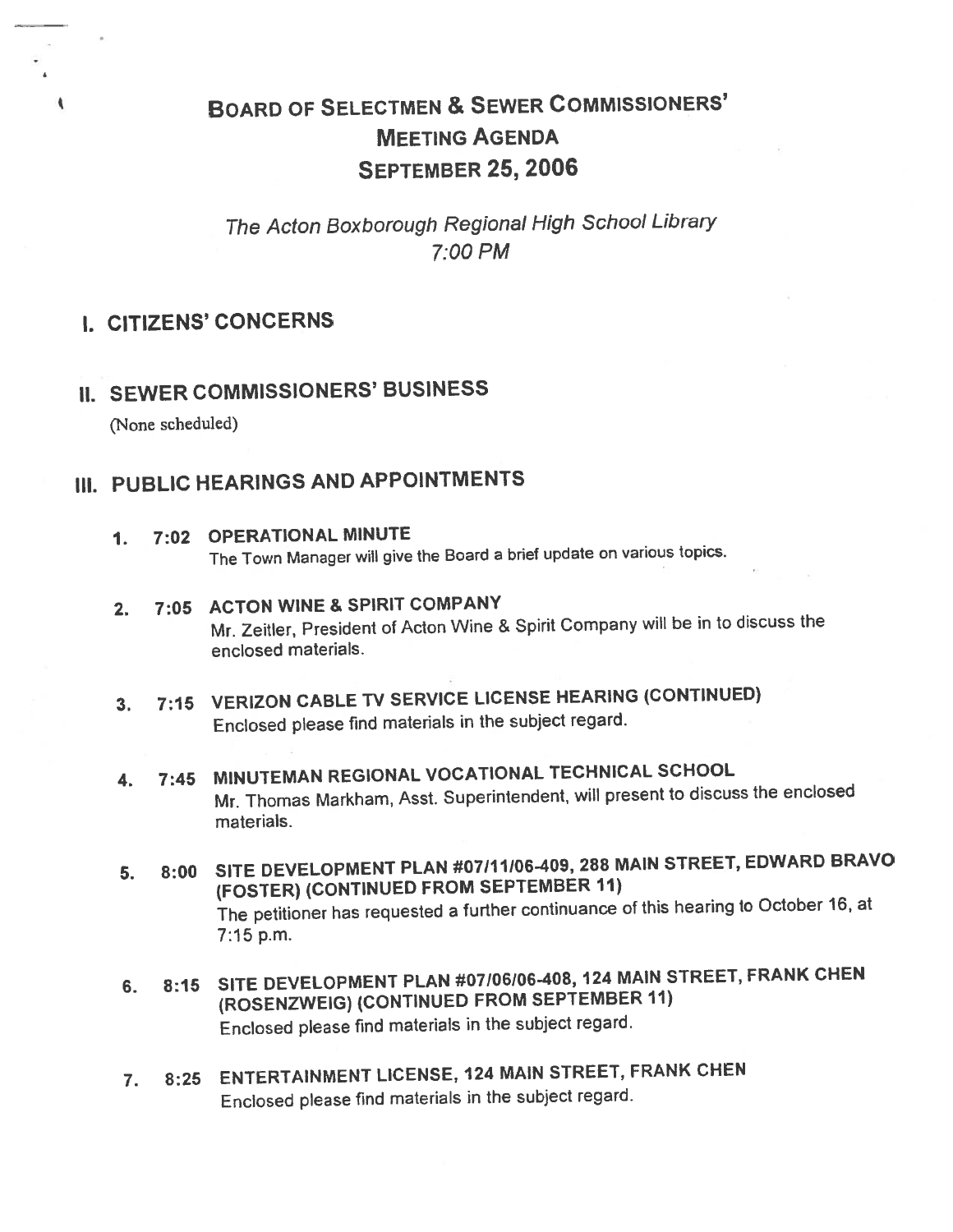# BOARD OF SELECTMEN & SEWER COMMISSIONERS' MEETING AGENDA

## SEPTEMBER 25, 2006

*The Acton Boxborough Regional High School Library*
*7:00 PM*

## I. CITIZENS' CONCERNS

## II. SEWER COMMISSIONERS' BUSINESS

(None scheduled)

## III. PUBLIC HEARINGS AND APPOINTMENTS

1. **7:02 OPERATIONAL MINUTE**
   The Town Manager will give the Board a brief update on various topics.

2. **7:05 ACTON WINE & SPIRIT COMPANY**
   Mr. Zeitler, President of Acton Wine & Spirit Company will be in to discuss the enclosed materials.

3. **7:15 VERIZON CABLE TV SERVICE LICENSE HEARING (CONTINUED)**
   Enclosed please find materials in the subject regard.

4. **7:45 MINUTEMAN REGIONAL VOCATIONAL TECHNICAL SCHOOL**
   Mr. Thomas Markham, Asst. Superintendent, will present to discuss the enclosed materials.

5. **8:00 SITE DEVELOPMENT PLAN #07/11/06-409, 288 MAIN STREET, EDWARD BRAVO (FOSTER) (CONTINUED FROM SEPTEMBER 11)**
   The petitioner has requested a further continuance of this hearing to October 16, at 7:15 p.m.

6. **8:15 SITE DEVELOPMENT PLAN #07/06/06-408, 124 MAIN STREET, FRANK CHEN (ROSENZWEIG) (CONTINUED FROM SEPTEMBER 11)**
   Enclosed please find materials in the subject regard.

7. **8:25 ENTERTAINMENT LICENSE, 124 MAIN STREET, FRANK CHEN**
   Enclosed please find materials in the subject regard.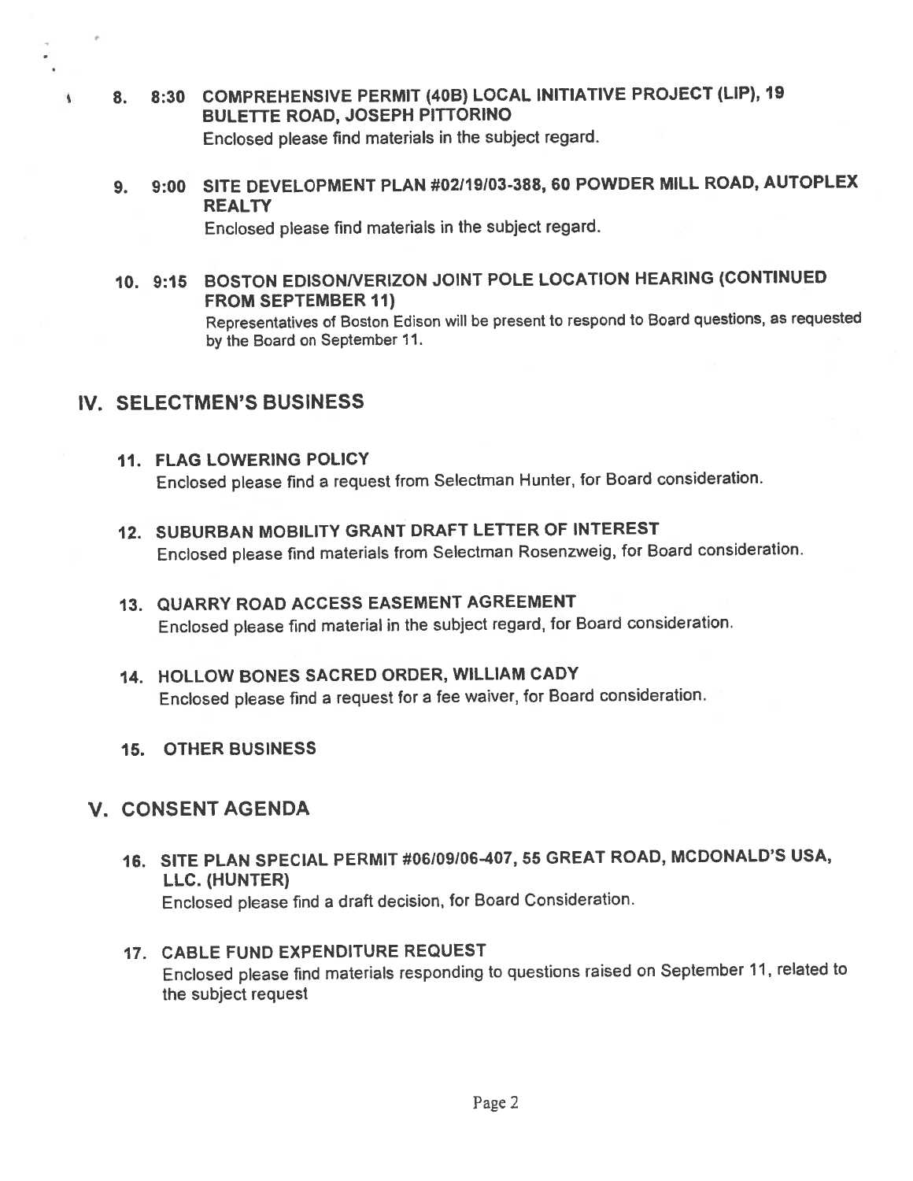8. **8:30 COMPREHENSIVE PERMIT (40B) LOCAL INITIATIVE PROJECT (LIP), 19 BULETTE ROAD, JOSEPH PITTORINO**

   Enclosed please find materials in the subject regard.

9. **9:00 SITE DEVELOPMENT PLAN #02/19/03-388, 60 POWDER MILL ROAD, AUTOPLEX REALTY**

   Enclosed please find materials in the subject regard.

10. **9:15 BOSTON EDISON/VERIZON JOINT POLE LOCATION HEARING (CONTINUED FROM SEPTEMBER 11)**

    Representatives of Boston Edison will be present to respond to Board questions, as requested by the Board on September 11.

## IV. SELECTMEN'S BUSINESS

11. **FLAG LOWERING POLICY**

    Enclosed please find a request from Selectman Hunter, for Board consideration.

12. **SUBURBAN MOBILITY GRANT DRAFT LETTER OF INTEREST**

    Enclosed please find materials from Selectman Rosenzweig, for Board consideration.

13. **QUARRY ROAD ACCESS EASEMENT AGREEMENT**

    Enclosed please find material in the subject regard, for Board consideration.

14. **HOLLOW BONES SACRED ORDER, WILLIAM CADY**

    Enclosed please find a request for a fee waiver, for Board consideration.

15. **OTHER BUSINESS**

## V. CONSENT AGENDA

16. **SITE PLAN SPECIAL PERMIT #06/09/06-407, 55 GREAT ROAD, MCDONALD'S USA, LLC. (HUNTER)**

    Enclosed please find a draft decision, for Board Consideration.

17. **CABLE FUND EXPENDITURE REQUEST**

    Enclosed please find materials responding to questions raised on September 11, related to the subject request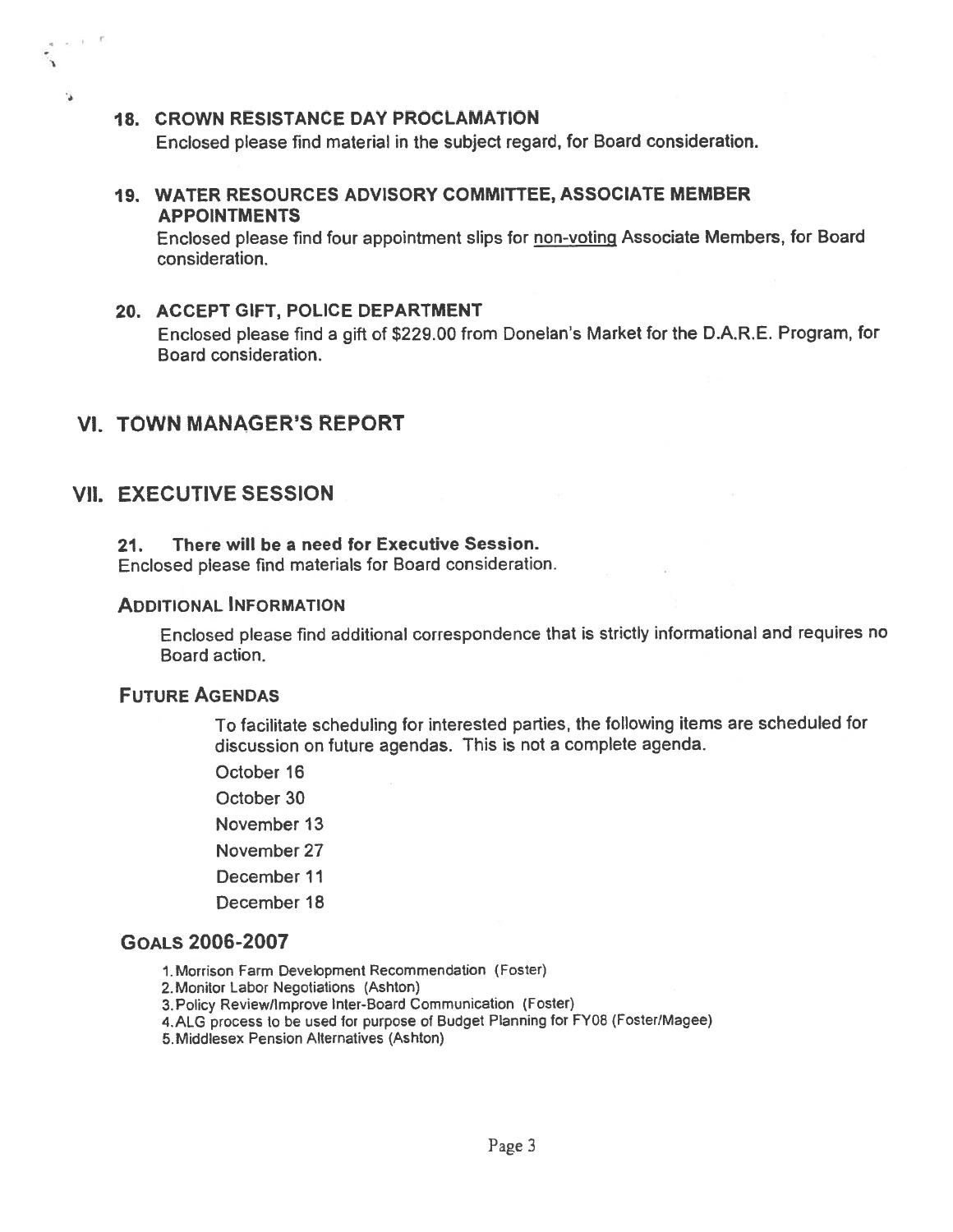**18. CROWN RESISTANCE DAY PROCLAMATION**

Enclosed please find material in the subject regard, for Board consideration.

**19. WATER RESOURCES ADVISORY COMMITTEE, ASSOCIATE MEMBER APPOINTMENTS**

Enclosed please find four appointment slips for non-voting Associate Members, for Board consideration.

**20. ACCEPT GIFT, POLICE DEPARTMENT**

Enclosed please find a gift of $229.00 from Donelan's Market for the D.A.R.E. Program, for Board consideration.

## VI. TOWN MANAGER'S REPORT

## VII. EXECUTIVE SESSION

**21. There will be a need for Executive Session.**

Enclosed please find materials for Board consideration.

### ADDITIONAL INFORMATION

Enclosed please find additional correspondence that is strictly informational and requires no Board action.

### FUTURE AGENDAS

To facilitate scheduling for interested parties, the following items are scheduled for discussion on future agendas. This is not a complete agenda.

October 16

October 30

November 13

November 27

December 11

December 18

### GOALS 2006-2007

1. Morrison Farm Development Recommendation (Foster)
2. Monitor Labor Negotiations (Ashton)
3. Policy Review/Improve Inter-Board Communication (Foster)
4. ALG process to be used for purpose of Budget Planning for FY08 (Foster/Magee)
5. Middlesex Pension Alternatives (Ashton)